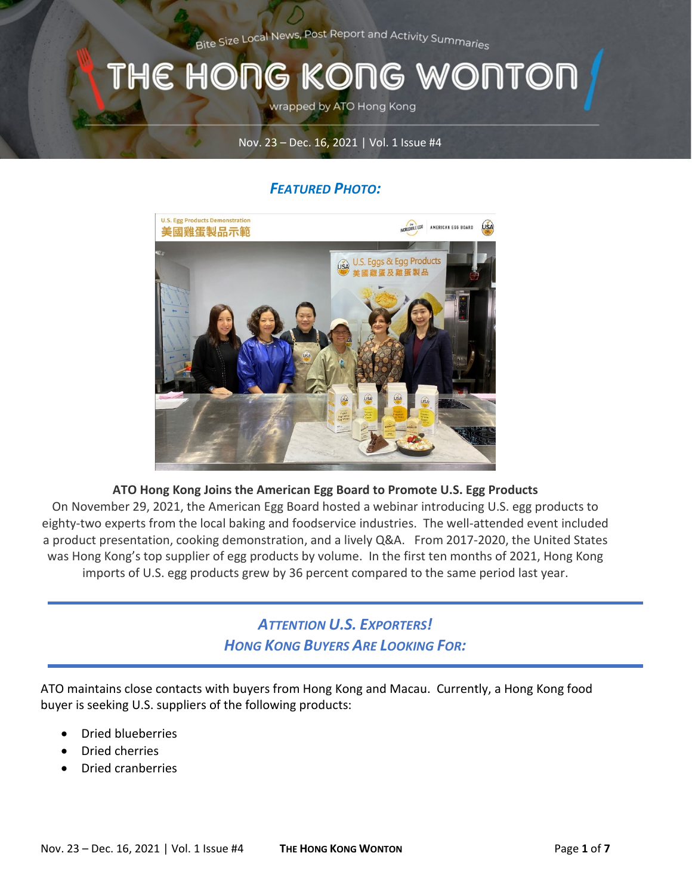Bite Size Local News, Post Report and Activity Summaries

# THE HONG KONG WONTON

wrapped by ATO Hong Kong

Nov. 23 – Dec. 16, 2021 | Vol. 1 Issue #4

## *FEATURED PHOTO:*

**ATO Hong Kong Joins the American Egg Board to Promote U.S. Egg Products**

On November 29, 2021, the American Egg Board hosted a webinar introducing U.S. egg products to eighty-two experts from the local baking and foodservice industries. The well-attended event included a product presentation, cooking demonstration, and a lively Q&A. From 2017-2020, the United States was Hong Kong's top supplier of egg products by volume. In the first ten months of 2021, Hong Kong imports of U.S. egg products grew by 36 percent compared to the same period last year.

## *ATTENTION U.S. EXPORTERS!*
## *HONG KONG BUYERS ARE LOOKING FOR:*

ATO maintains close contacts with buyers from Hong Kong and Macau. Currently, a Hong Kong food buyer is seeking U.S. suppliers of the following products:

- Dried blueberries
- Dried cherries
- Dried cranberries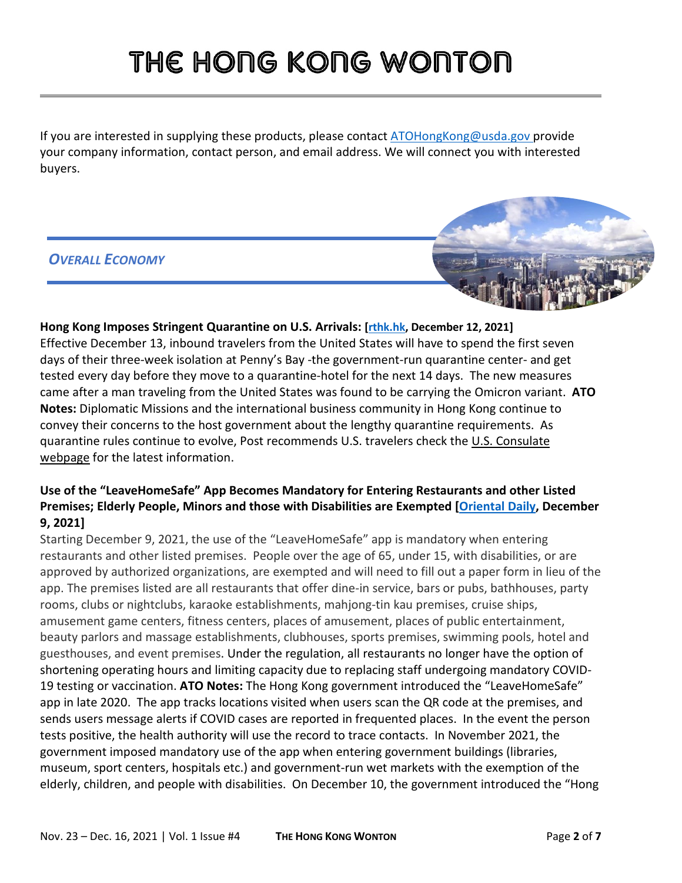If you are interested in supplying these products, please contact ATOHongKong@usda.gov provide your company information, contact person, and email address. We will connect you with interested buyers.

## *Overall Economy*

**Hong Kong Imposes Stringent Quarantine on U.S. Arrivals: [rthk.hk, December 12, 2021]**
Effective December 13, inbound travelers from the United States will have to spend the first seven days of their three-week isolation at Penny's Bay -the government-run quarantine center- and get tested every day before they move to a quarantine-hotel for the next 14 days. The new measures came after a man traveling from the United States was found to be carrying the Omicron variant. **ATO Notes:** Diplomatic Missions and the international business community in Hong Kong continue to convey their concerns to the host government about the lengthy quarantine requirements. As quarantine rules continue to evolve, Post recommends U.S. travelers check the U.S. Consulate webpage for the latest information.

**Use of the "LeaveHomeSafe" App Becomes Mandatory for Entering Restaurants and other Listed Premises; Elderly People, Minors and those with Disabilities are Exempted [Oriental Daily, December 9, 2021]**
Starting December 9, 2021, the use of the "LeaveHomeSafe" app is mandatory when entering restaurants and other listed premises. People over the age of 65, under 15, with disabilities, or are approved by authorized organizations, are exempted and will need to fill out a paper form in lieu of the app. The premises listed are all restaurants that offer dine-in service, bars or pubs, bathhouses, party rooms, clubs or nightclubs, karaoke establishments, mahjong-tin kau premises, cruise ships, amusement game centers, fitness centers, places of amusement, places of public entertainment, beauty parlors and massage establishments, clubhouses, sports premises, swimming pools, hotel and guesthouses, and event premises. Under the regulation, all restaurants no longer have the option of shortening operating hours and limiting capacity due to replacing staff undergoing mandatory COVID-19 testing or vaccination. **ATO Notes:** The Hong Kong government introduced the "LeaveHomeSafe" app in late 2020. The app tracks locations visited when users scan the QR code at the premises, and sends users message alerts if COVID cases are reported in frequented places. In the event the person tests positive, the health authority will use the record to trace contacts. In November 2021, the government imposed mandatory use of the app when entering government buildings (libraries, museum, sport centers, hospitals etc.) and government-run wet markets with the exemption of the elderly, children, and people with disabilities. On December 10, the government introduced the "Hong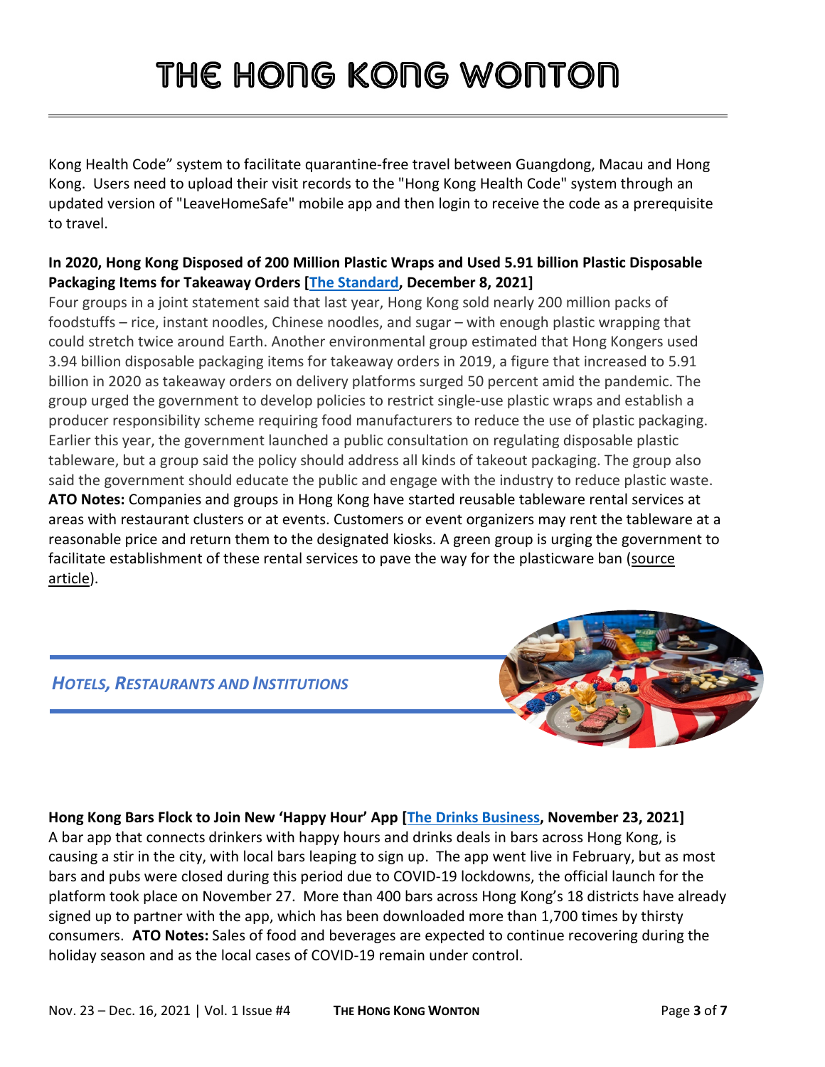Kong Health Code" system to facilitate quarantine-free travel between Guangdong, Macau and Hong Kong. Users need to upload their visit records to the "Hong Kong Health Code" system through an updated version of "LeaveHomeSafe" mobile app and then login to receive the code as a prerequisite to travel.

**In 2020, Hong Kong Disposed of 200 Million Plastic Wraps and Used 5.91 billion Plastic Disposable Packaging Items for Takeaway Orders [The Standard, December 8, 2021]**

Four groups in a joint statement said that last year, Hong Kong sold nearly 200 million packs of foodstuffs – rice, instant noodles, Chinese noodles, and sugar – with enough plastic wrapping that could stretch twice around Earth. Another environmental group estimated that Hong Kongers used 3.94 billion disposable packaging items for takeaway orders in 2019, a figure that increased to 5.91 billion in 2020 as takeaway orders on delivery platforms surged 50 percent amid the pandemic. The group urged the government to develop policies to restrict single-use plastic wraps and establish a producer responsibility scheme requiring food manufacturers to reduce the use of plastic packaging. Earlier this year, the government launched a public consultation on regulating disposable plastic tableware, but a group said the policy should address all kinds of takeout packaging. The group also said the government should educate the public and engage with the industry to reduce plastic waste. **ATO Notes:** Companies and groups in Hong Kong have started reusable tableware rental services at areas with restaurant clusters or at events. Customers or event organizers may rent the tableware at a reasonable price and return them to the designated kiosks. A green group is urging the government to facilitate establishment of these rental services to pave the way for the plasticware ban (source article).

## *Hotels, Restaurants and Institutions*

**Hong Kong Bars Flock to Join New 'Happy Hour' App [The Drinks Business, November 23, 2021]**

A bar app that connects drinkers with happy hours and drinks deals in bars across Hong Kong, is causing a stir in the city, with local bars leaping to sign up. The app went live in February, but as most bars and pubs were closed during this period due to COVID-19 lockdowns, the official launch for the platform took place on November 27. More than 400 bars across Hong Kong's 18 districts have already signed up to partner with the app, which has been downloaded more than 1,700 times by thirsty consumers. **ATO Notes:** Sales of food and beverages are expected to continue recovering during the holiday season and as the local cases of COVID-19 remain under control.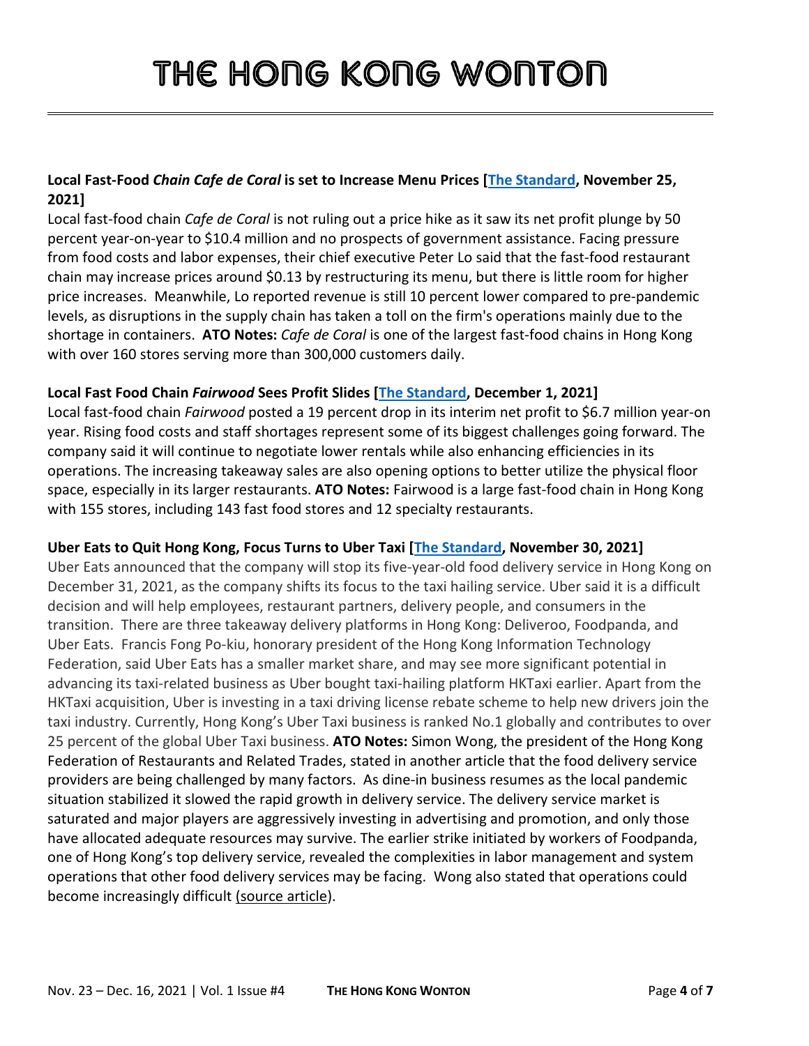# THE HONG KONG WONTON

**Local Fast-Food *Chain Cafe de Coral* is set to Increase Menu Prices [The Standard, November 25, 2021]**
Local fast-food chain *Cafe de Coral* is not ruling out a price hike as it saw its net profit plunge by 50 percent year-on-year to $10.4 million and no prospects of government assistance. Facing pressure from food costs and labor expenses, their chief executive Peter Lo said that the fast-food restaurant chain may increase prices around $0.13 by restructuring its menu, but there is little room for higher price increases. Meanwhile, Lo reported revenue is still 10 percent lower compared to pre-pandemic levels, as disruptions in the supply chain has taken a toll on the firm's operations mainly due to the shortage in containers. **ATO Notes:** *Cafe de Coral* is one of the largest fast-food chains in Hong Kong with over 160 stores serving more than 300,000 customers daily.

**Local Fast Food Chain *Fairwood* Sees Profit Slides [The Standard, December 1, 2021]**
Local fast-food chain *Fairwood* posted a 19 percent drop in its interim net profit to $6.7 million year-on year. Rising food costs and staff shortages represent some of its biggest challenges going forward. The company said it will continue to negotiate lower rentals while also enhancing efficiencies in its operations. The increasing takeaway sales are also opening options to better utilize the physical floor space, especially in its larger restaurants. **ATO Notes:** Fairwood is a large fast-food chain in Hong Kong with 155 stores, including 143 fast food stores and 12 specialty restaurants.

**Uber Eats to Quit Hong Kong, Focus Turns to Uber Taxi [The Standard, November 30, 2021]**
Uber Eats announced that the company will stop its five-year-old food delivery service in Hong Kong on December 31, 2021, as the company shifts its focus to the taxi hailing service. Uber said it is a difficult decision and will help employees, restaurant partners, delivery people, and consumers in the transition. There are three takeaway delivery platforms in Hong Kong: Deliveroo, Foodpanda, and Uber Eats. Francis Fong Po-kiu, honorary president of the Hong Kong Information Technology Federation, said Uber Eats has a smaller market share, and may see more significant potential in advancing its taxi-related business as Uber bought taxi-hailing platform HKTaxi earlier. Apart from the HKTaxi acquisition, Uber is investing in a taxi driving license rebate scheme to help new drivers join the taxi industry. Currently, Hong Kong's Uber Taxi business is ranked No.1 globally and contributes to over 25 percent of the global Uber Taxi business. **ATO Notes:** Simon Wong, the president of the Hong Kong Federation of Restaurants and Related Trades, stated in another article that the food delivery service providers are being challenged by many factors. As dine-in business resumes as the local pandemic situation stabilized it slowed the rapid growth in delivery service. The delivery service market is saturated and major players are aggressively investing in advertising and promotion, and only those have allocated adequate resources may survive. The earlier strike initiated by workers of Foodpanda, one of Hong Kong's top delivery service, revealed the complexities in labor management and system operations that other food delivery services may be facing. Wong also stated that operations could become increasingly difficult (source article).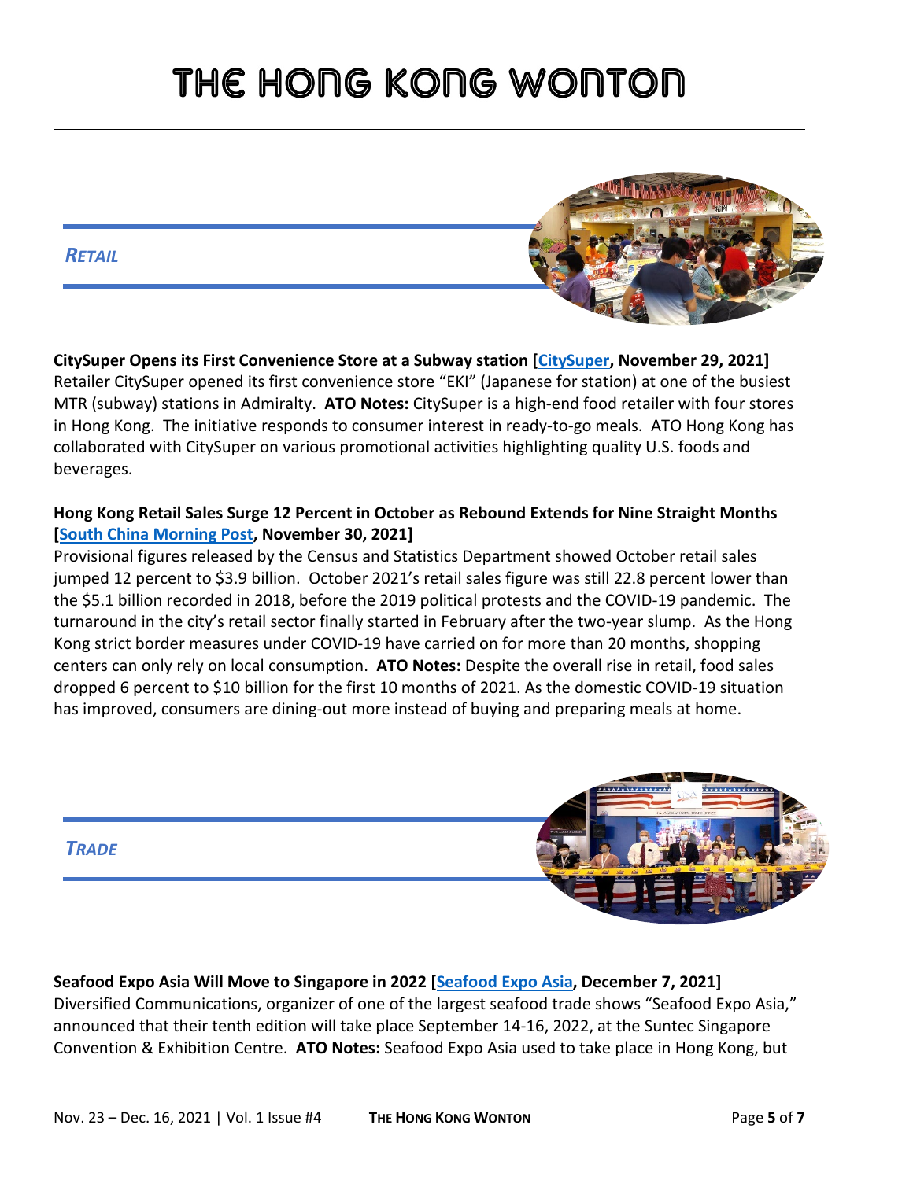# THE HONG KONG WONTON

## *RETAIL*

**CitySuper Opens its First Convenience Store at a Subway station [CitySuper, November 29, 2021]**
Retailer CitySuper opened its first convenience store "EKI" (Japanese for station) at one of the busiest MTR (subway) stations in Admiralty. **ATO Notes:** CitySuper is a high-end food retailer with four stores in Hong Kong. The initiative responds to consumer interest in ready-to-go meals. ATO Hong Kong has collaborated with CitySuper on various promotional activities highlighting quality U.S. foods and beverages.

**Hong Kong Retail Sales Surge 12 Percent in October as Rebound Extends for Nine Straight Months [South China Morning Post, November 30, 2021]**
Provisional figures released by the Census and Statistics Department showed October retail sales jumped 12 percent to $3.9 billion. October 2021's retail sales figure was still 22.8 percent lower than the $5.1 billion recorded in 2018, before the 2019 political protests and the COVID-19 pandemic. The turnaround in the city's retail sector finally started in February after the two-year slump. As the Hong Kong strict border measures under COVID-19 have carried on for more than 20 months, shopping centers can only rely on local consumption. **ATO Notes:** Despite the overall rise in retail, food sales dropped 6 percent to $10 billion for the first 10 months of 2021. As the domestic COVID-19 situation has improved, consumers are dining-out more instead of buying and preparing meals at home.

## *TRADE*

**Seafood Expo Asia Will Move to Singapore in 2022 [Seafood Expo Asia, December 7, 2021]**
Diversified Communications, organizer of one of the largest seafood trade shows "Seafood Expo Asia," announced that their tenth edition will take place September 14-16, 2022, at the Suntec Singapore Convention & Exhibition Centre. **ATO Notes:** Seafood Expo Asia used to take place in Hong Kong, but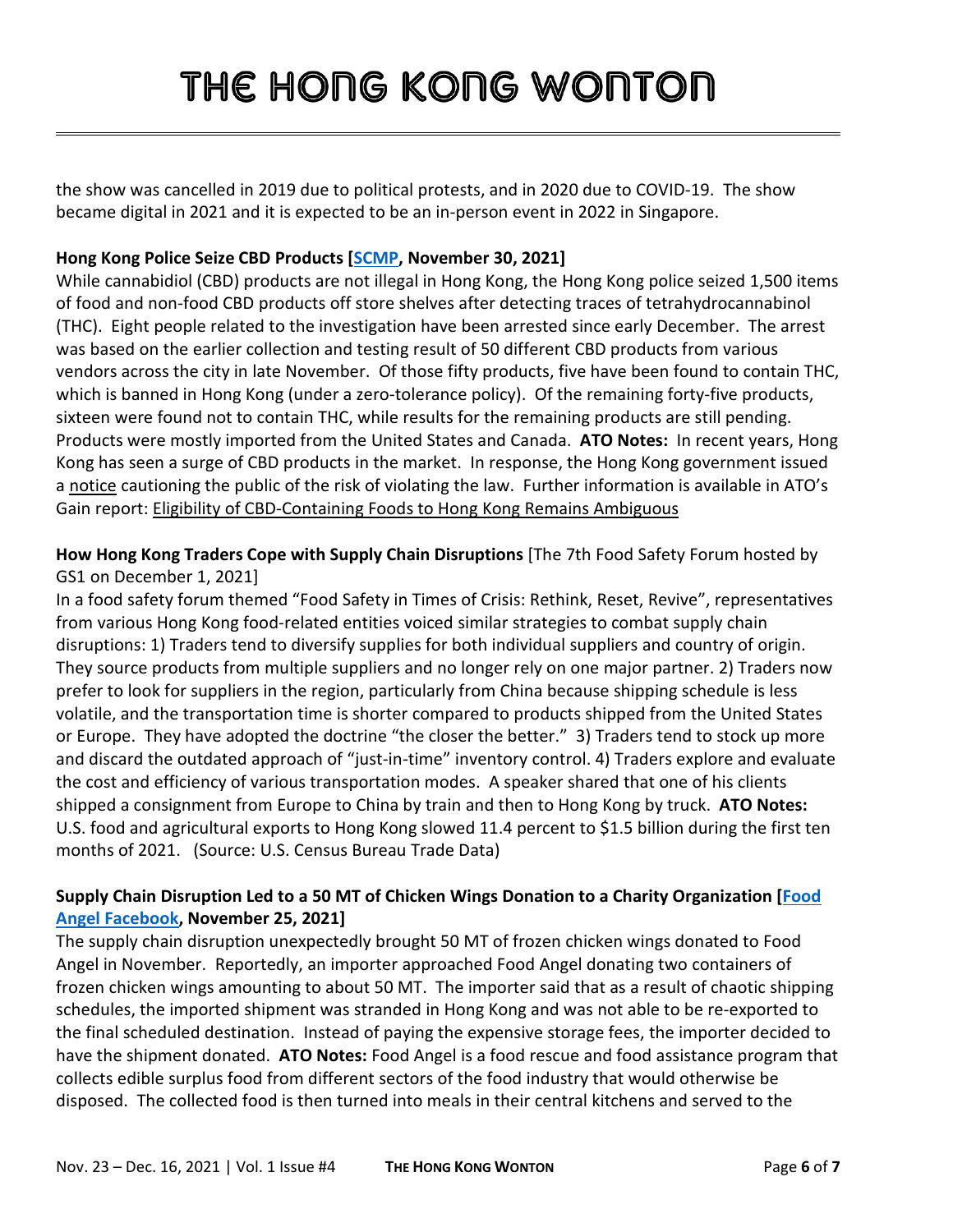the show was cancelled in 2019 due to political protests, and in 2020 due to COVID-19. The show became digital in 2021 and it is expected to be an in-person event in 2022 in Singapore.

**Hong Kong Police Seize CBD Products [SCMP, November 30, 2021]**

While cannabidiol (CBD) products are not illegal in Hong Kong, the Hong Kong police seized 1,500 items of food and non-food CBD products off store shelves after detecting traces of tetrahydrocannabinol (THC). Eight people related to the investigation have been arrested since early December. The arrest was based on the earlier collection and testing result of 50 different CBD products from various vendors across the city in late November. Of those fifty products, five have been found to contain THC, which is banned in Hong Kong (under a zero-tolerance policy). Of the remaining forty-five products, sixteen were found not to contain THC, while results for the remaining products are still pending. Products were mostly imported from the United States and Canada. **ATO Notes:** In recent years, Hong Kong has seen a surge of CBD products in the market. In response, the Hong Kong government issued a notice cautioning the public of the risk of violating the law. Further information is available in ATO's Gain report: Eligibility of CBD-Containing Foods to Hong Kong Remains Ambiguous

**How Hong Kong Traders Cope with Supply Chain Disruptions** [The 7th Food Safety Forum hosted by GS1 on December 1, 2021]

In a food safety forum themed "Food Safety in Times of Crisis: Rethink, Reset, Revive", representatives from various Hong Kong food-related entities voiced similar strategies to combat supply chain disruptions: 1) Traders tend to diversify supplies for both individual suppliers and country of origin. They source products from multiple suppliers and no longer rely on one major partner. 2) Traders now prefer to look for suppliers in the region, particularly from China because shipping schedule is less volatile, and the transportation time is shorter compared to products shipped from the United States or Europe. They have adopted the doctrine "the closer the better." 3) Traders tend to stock up more and discard the outdated approach of "just-in-time" inventory control. 4) Traders explore and evaluate the cost and efficiency of various transportation modes. A speaker shared that one of his clients shipped a consignment from Europe to China by train and then to Hong Kong by truck. **ATO Notes:** U.S. food and agricultural exports to Hong Kong slowed 11.4 percent to $1.5 billion during the first ten months of 2021. (Source: U.S. Census Bureau Trade Data)

**Supply Chain Disruption Led to a 50 MT of Chicken Wings Donation to a Charity Organization [Food Angel Facebook, November 25, 2021]**

The supply chain disruption unexpectedly brought 50 MT of frozen chicken wings donated to Food Angel in November. Reportedly, an importer approached Food Angel donating two containers of frozen chicken wings amounting to about 50 MT. The importer said that as a result of chaotic shipping schedules, the imported shipment was stranded in Hong Kong and was not able to be re-exported to the final scheduled destination. Instead of paying the expensive storage fees, the importer decided to have the shipment donated. **ATO Notes:** Food Angel is a food rescue and food assistance program that collects edible surplus food from different sectors of the food industry that would otherwise be disposed. The collected food is then turned into meals in their central kitchens and served to the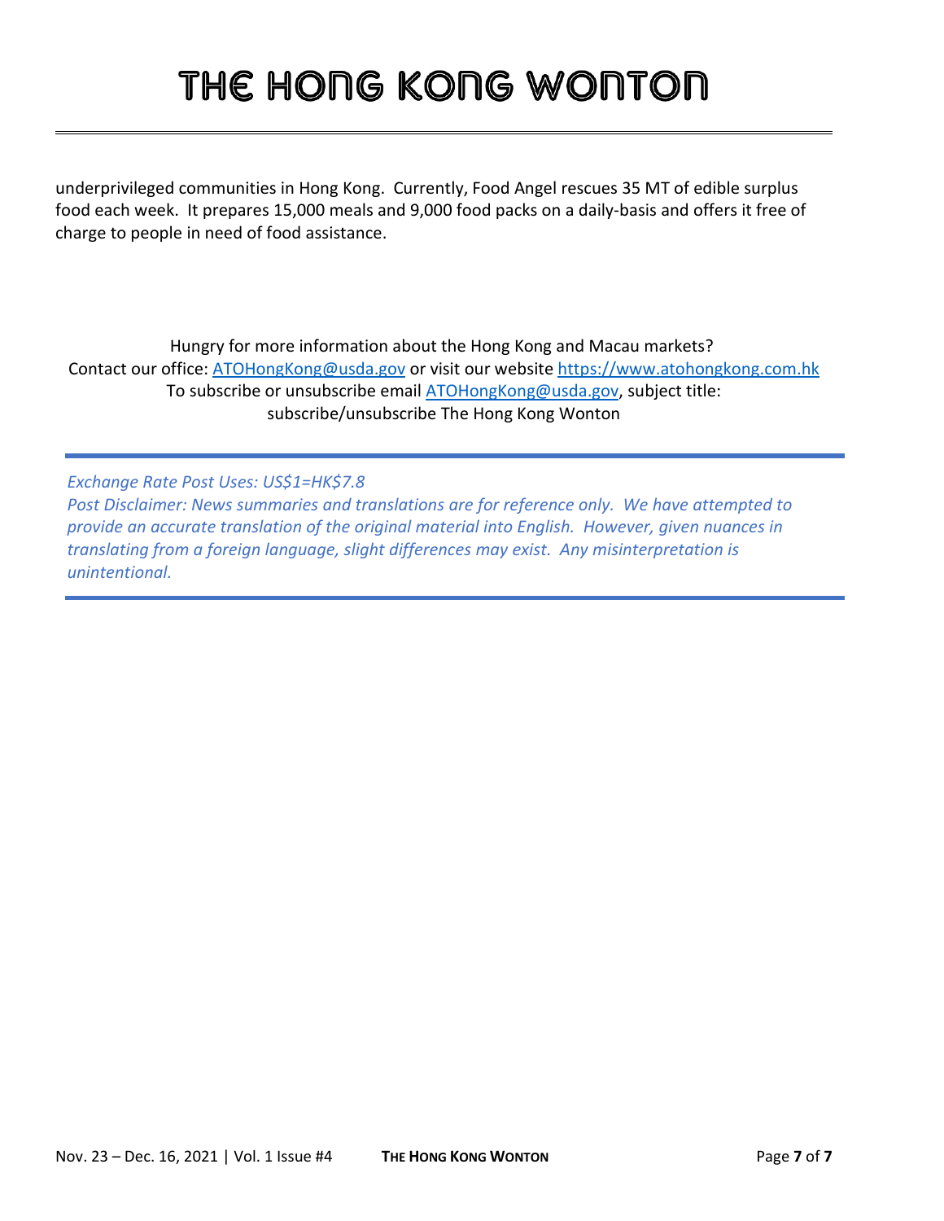underprivileged communities in Hong Kong. Currently, Food Angel rescues 35 MT of edible surplus food each week. It prepares 15,000 meals and 9,000 food packs on a daily-basis and offers it free of charge to people in need of food assistance.

Hungry for more information about the Hong Kong and Macau markets?
Contact our office: ATOHongKong@usda.gov or visit our website https://www.atohongkong.com.hk
To subscribe or unsubscribe email ATOHongKong@usda.gov, subject title:
subscribe/unsubscribe The Hong Kong Wonton

*Exchange Rate Post Uses: US$1=HK$7.8*
*Post Disclaimer: News summaries and translations are for reference only. We have attempted to provide an accurate translation of the original material into English. However, given nuances in translating from a foreign language, slight differences may exist. Any misinterpretation is unintentional.*